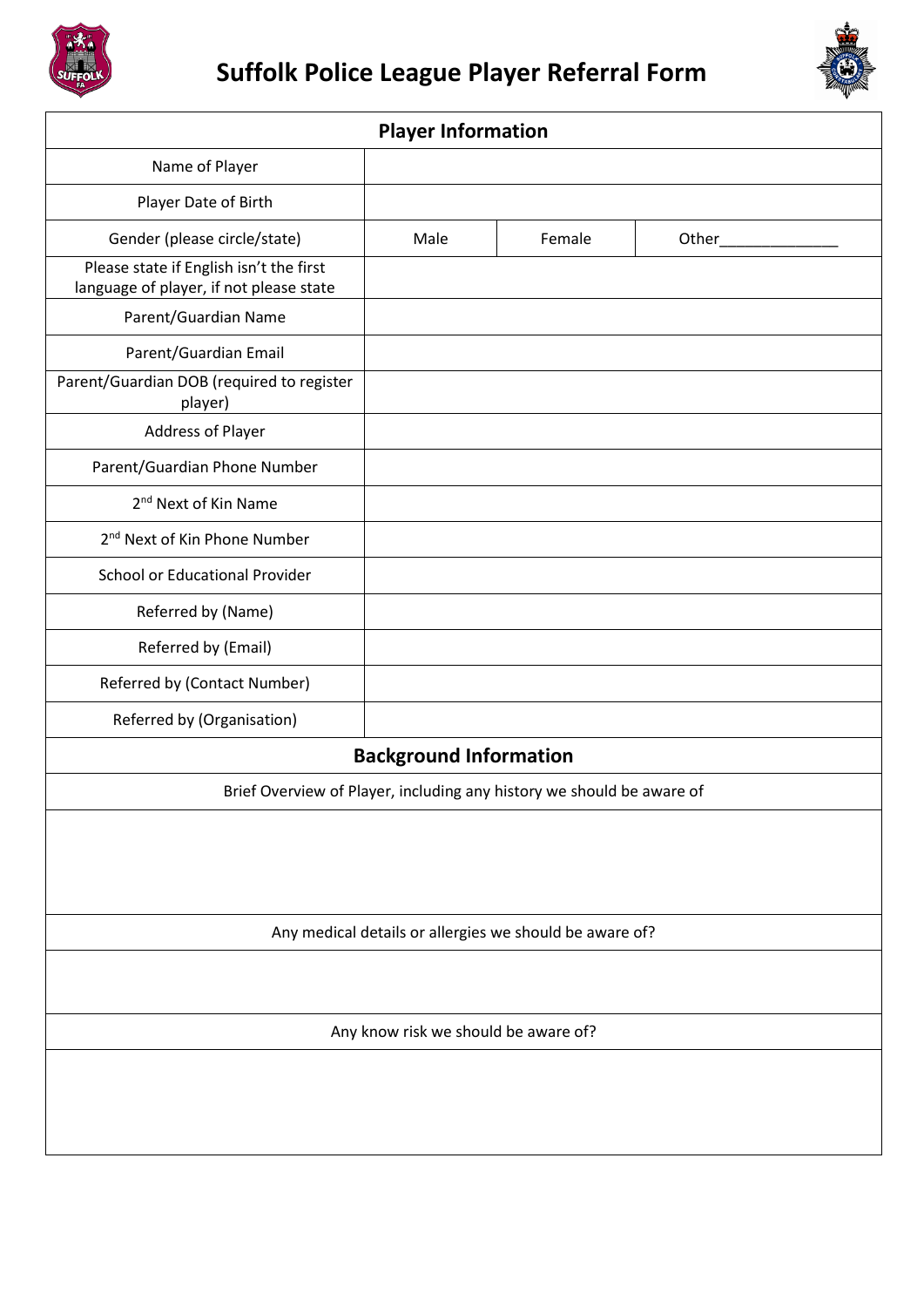# Suffolk Police League Player Referral Form

| Player Information | | | |
|---|---|---|---|
| Name of Player | | | |
| Player Date of Birth | | | |
| Gender (please circle/state) | Male | Female | Other_____________ |
| Please state if English isn't the first language of player, if not please state | | | |
| Parent/Guardian Name | | | |
| Parent/Guardian Email | | | |
| Parent/Guardian DOB (required to register player) | | | |
| Address of Player | | | |
| Parent/Guardian Phone Number | | | |
| 2nd Next of Kin Name | | | |
| 2nd Next of Kin Phone Number | | | |
| School or Educational Provider | | | |
| Referred by (Name) | | | |
| Referred by (Email) | | | |
| Referred by (Contact Number) | | | |
| Referred by (Organisation) | | | |

| Background Information |
|---|
| Brief Overview of Player, including any history we should be aware of |
| |
| Any medical details or allergies we should be aware of? |
| |
| Any know risk we should be aware of? |
| |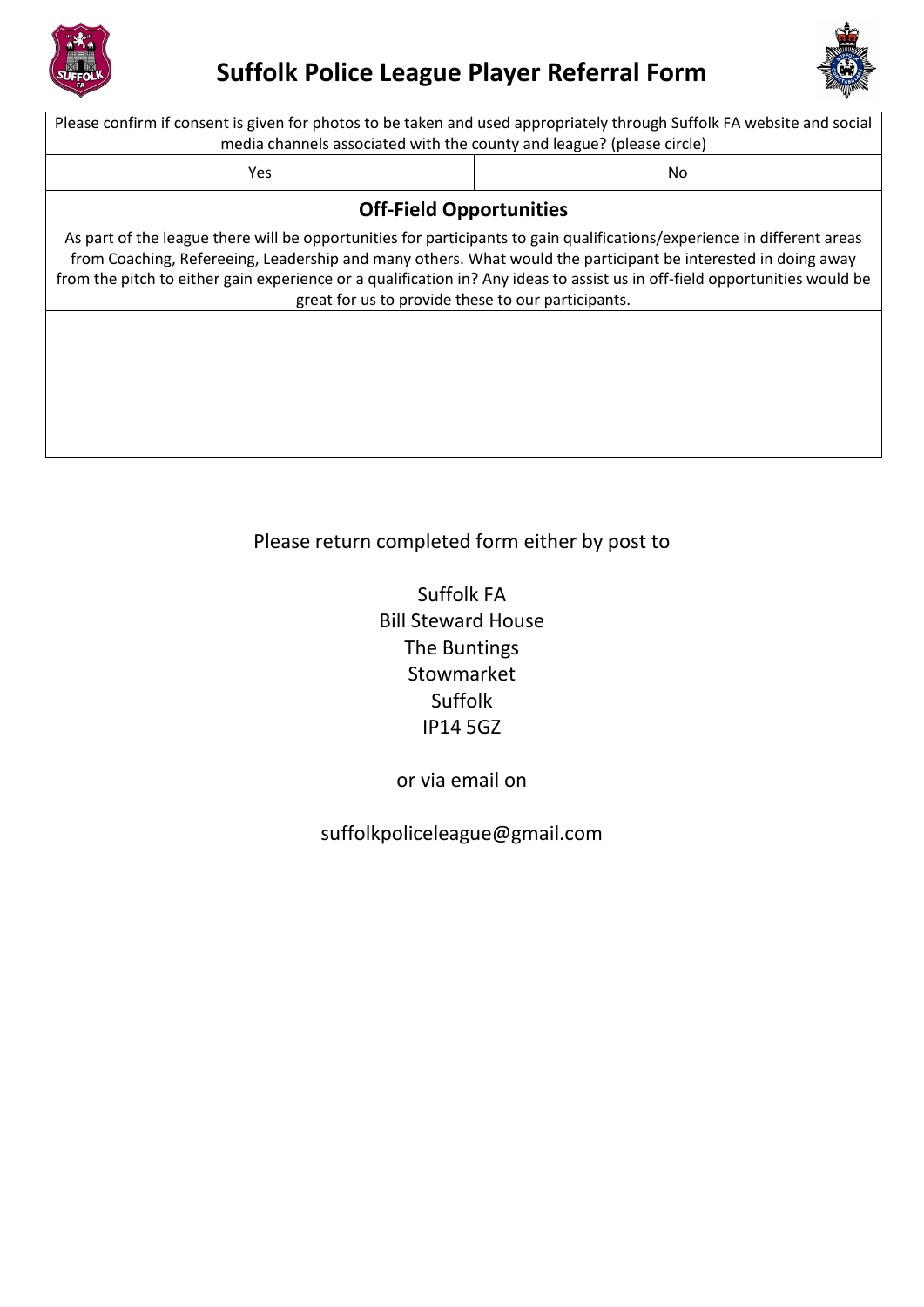# Suffolk Police League Player Referral Form

| Please confirm if consent is given for photos to be taken and used appropriately through Suffolk FA website and social media channels associated with the county and league? (please circle) | |
|---|---|
| Yes | No |

## Off-Field Opportunities

As part of the league there will be opportunities for participants to gain qualifications/experience in different areas from Coaching, Refereeing, Leadership and many others. What would the participant be interested in doing away from the pitch to either gain experience or a qualification in? Any ideas to assist us in off-field opportunities would be great for us to provide these to our participants.

Please return completed form either by post to

Suffolk FA
Bill Steward House
The Buntings
Stowmarket
Suffolk
IP14 5GZ

or via email on

suffolkpoliceleague@gmail.com